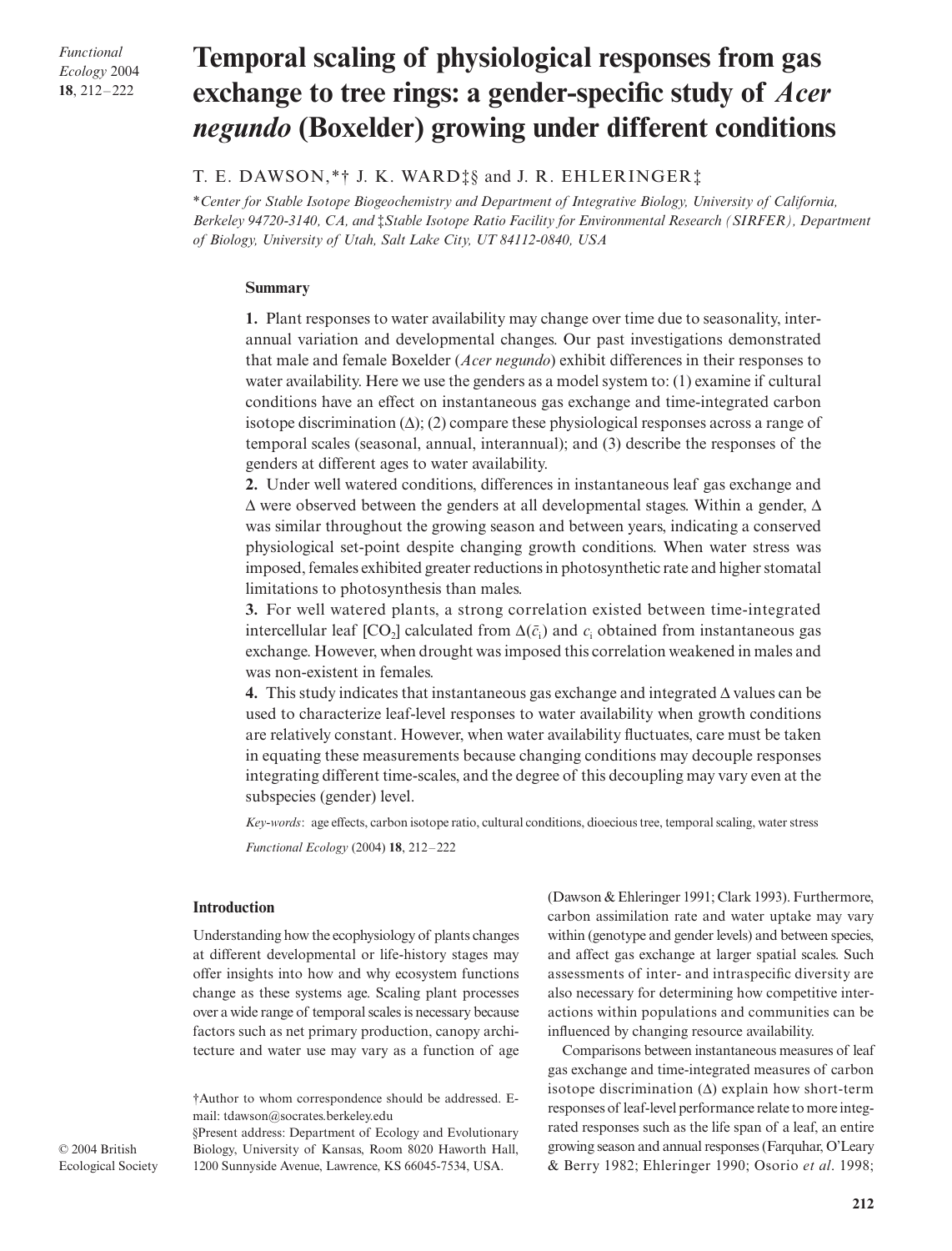# Temporal scaling of physiological responses from gas exchange to tree rings: a gender-specific study of *Acer negundo* (Boxelder) growing under different conditions

T. E. DAWSON,*† J. K. WARD‡§ and J. R. EHLERINGER‡

*\*Center for Stable Isotope Biogeochemistry and Department of Integrative Biology, University of California, Berkeley 94720-3140, CA, and ‡Stable Isotope Ratio Facility for Environmental Research (SIRFER), Department of Biology, University of Utah, Salt Lake City, UT 84112-0840, USA*

## Summary

**1.** Plant responses to water availability may change over time due to seasonality, interannual variation and developmental changes. Our past investigations demonstrated that male and female Boxelder (*Acer negundo*) exhibit differences in their responses to water availability. Here we use the genders as a model system to: (1) examine if cultural conditions have an effect on instantaneous gas exchange and time-integrated carbon isotope discrimination ($\Delta$); (2) compare these physiological responses across a range of temporal scales (seasonal, annual, interannual); and (3) describe the responses of the genders at different ages to water availability.

**2.** Under well watered conditions, differences in instantaneous leaf gas exchange and $\Delta$ were observed between the genders at all developmental stages. Within a gender, $\Delta$ was similar throughout the growing season and between years, indicating a conserved physiological set-point despite changing growth conditions. When water stress was imposed, females exhibited greater reductions in photosynthetic rate and higher stomatal limitations to photosynthesis than males.

**3.** For well watered plants, a strong correlation existed between time-integrated intercellular leaf [$CO_2$] calculated from $\Delta(\bar{c}_i)$ and $c_i$ obtained from instantaneous gas exchange. However, when drought was imposed this correlation weakened in males and was non-existent in females.

**4.** This study indicates that instantaneous gas exchange and integrated $\Delta$ values can be used to characterize leaf-level responses to water availability when growth conditions are relatively constant. However, when water availability fluctuates, care must be taken in equating these measurements because changing conditions may decouple responses integrating different time-scales, and the degree of this decoupling may vary even at the subspecies (gender) level.

*Key-words*: age effects, carbon isotope ratio, cultural conditions, dioecious tree, temporal scaling, water stress

## Introduction

Understanding how the ecophysiology of plants changes at different developmental or life-history stages may offer insights into how and why ecosystem functions change as these systems age. Scaling plant processes over a wide range of temporal scales is necessary because factors such as net primary production, canopy architecture and water use may vary as a function of age (Dawson & Ehleringer 1991; Clark 1993). Furthermore, carbon assimilation rate and water uptake may vary within (genotype and gender levels) and between species, and affect gas exchange at larger spatial scales. Such assessments of inter- and intraspecific diversity are also necessary for determining how competitive interactions within populations and communities can be influenced by changing resource availability.

Comparisons between instantaneous measures of leaf gas exchange and time-integrated measures of carbon isotope discrimination ($\Delta$) explain how short-term responses of leaf-level performance relate to more integrated responses such as the life span of a leaf, an entire growing season and annual responses (Farquhar, O'Leary & Berry 1982; Ehleringer 1990; Osorio *et al*. 1998;

†Author to whom correspondence should be addressed. E-mail: tdawson@socrates.berkeley.edu

§Present address: Department of Ecology and Evolutionary Biology, University of Kansas, Room 8020 Haworth Hall, 1200 Sunnyside Avenue, Lawrence, KS 66045-7534, USA.

© 2004 British Ecological Society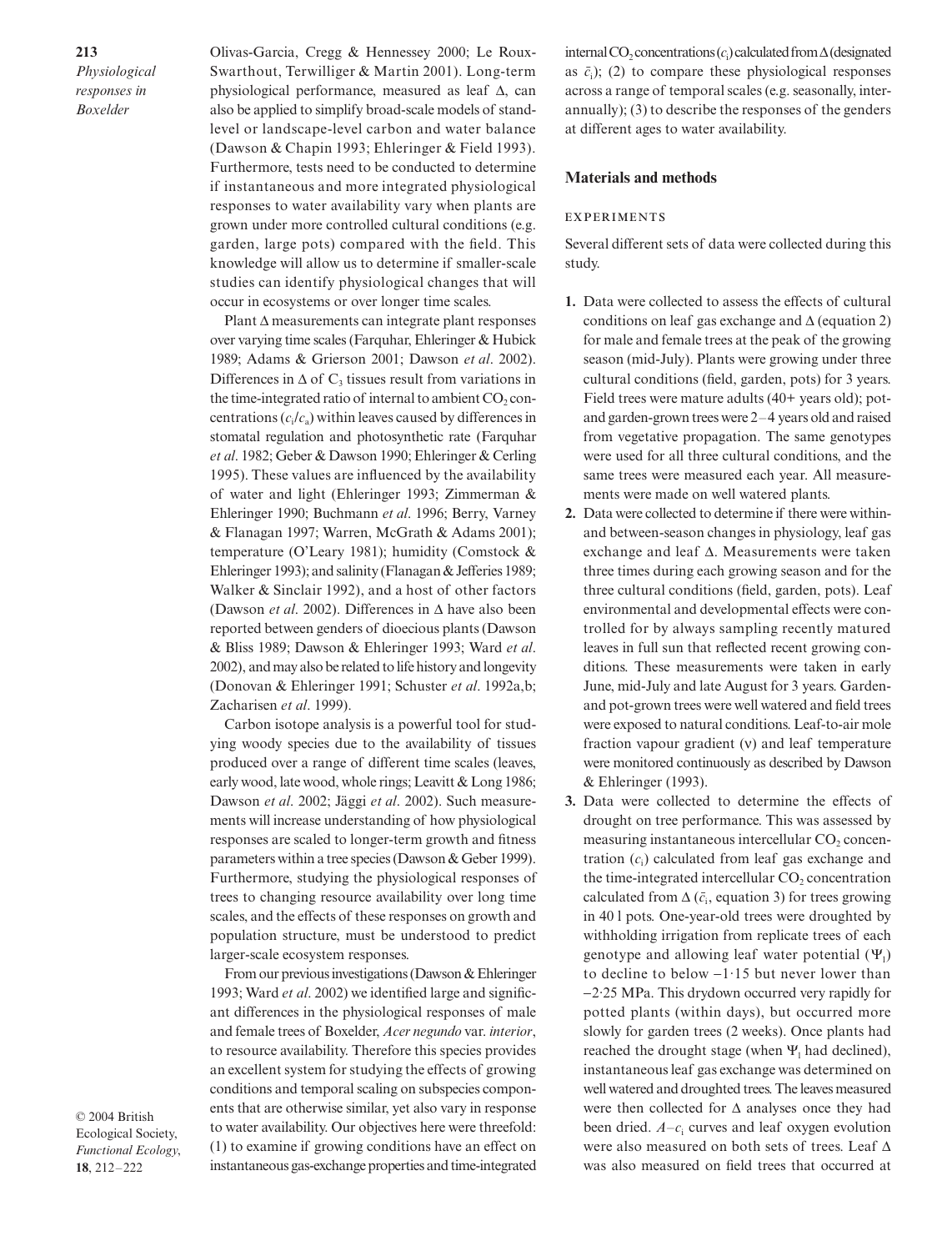Olivas-Garcia, Cregg & Hennessey 2000; Le Roux-Swarthout, Terwilliger & Martin 2001). Long-term physiological performance, measured as leaf Δ, can also be applied to simplify broad-scale models of stand-level or landscape-level carbon and water balance (Dawson & Chapin 1993; Ehleringer & Field 1993). Furthermore, tests need to be conducted to determine if instantaneous and more integrated physiological responses to water availability vary when plants are grown under more controlled cultural conditions (e.g. garden, large pots) compared with the field. This knowledge will allow us to determine if smaller-scale studies can identify physiological changes that will occur in ecosystems or over longer time scales.

Plant Δ measurements can integrate plant responses over varying time scales (Farquhar, Ehleringer & Hubick 1989; Adams & Grierson 2001; Dawson *et al*. 2002). Differences in Δ of $C_3$ tissues result from variations in the time-integrated ratio of internal to ambient $CO_2$ concentrations ($c_i/c_a$) within leaves caused by differences in stomatal regulation and photosynthetic rate (Farquhar *et al*. 1982; Geber & Dawson 1990; Ehleringer & Cerling 1995). These values are influenced by the availability of water and light (Ehleringer 1993; Zimmerman & Ehleringer 1990; Buchmann *et al*. 1996; Berry, Varney & Flanagan 1997; Warren, McGrath & Adams 2001); temperature (O'Leary 1981); humidity (Comstock & Ehleringer 1993); and salinity (Flanagan & Jefferies 1989; Walker & Sinclair 1992), and a host of other factors (Dawson *et al*. 2002). Differences in Δ have also been reported between genders of dioecious plants (Dawson & Bliss 1989; Dawson & Ehleringer 1993; Ward *et al*. 2002), and may also be related to life history and longevity (Donovan & Ehleringer 1991; Schuster *et al*. 1992a,b; Zacharisen *et al*. 1999).

Carbon isotope analysis is a powerful tool for studying woody species due to the availability of tissues produced over a range of different time scales (leaves, early wood, late wood, whole rings; Leavitt & Long 1986; Dawson *et al*. 2002; Jäggi *et al*. 2002). Such measurements will increase understanding of how physiological responses are scaled to longer-term growth and fitness parameters within a tree species (Dawson & Geber 1999). Furthermore, studying the physiological responses of trees to changing resource availability over long time scales, and the effects of these responses on growth and population structure, must be understood to predict larger-scale ecosystem responses.

From our previous investigations (Dawson & Ehleringer 1993; Ward *et al*. 2002) we identified large and significant differences in the physiological responses of male and female trees of Boxelder, *Acer negundo* var. *interior*, to resource availability. Therefore this species provides an excellent system for studying the effects of growing conditions and temporal scaling on subspecies components that are otherwise similar, yet also vary in response to water availability. Our objectives here were threefold: (1) to examine if growing conditions have an effect on instantaneous gas-exchange properties and time-integrated internal $CO_2$ concentrations ($c_i$) calculated from Δ (designated as $\bar{c}_i$); (2) to compare these physiological responses across a range of temporal scales (e.g. seasonally, inter-annually); (3) to describe the responses of the genders at different ages to water availability.

## Materials and methods

### EXPERIMENTS

Several different sets of data were collected during this study.

1. Data were collected to assess the effects of cultural conditions on leaf gas exchange and Δ (equation 2) for male and female trees at the peak of the growing season (mid-July). Plants were growing under three cultural conditions (field, garden, pots) for 3 years. Field trees were mature adults (40+ years old); pot- and garden-grown trees were 2–4 years old and raised from vegetative propagation. The same genotypes were used for all three cultural conditions, and the same trees were measured each year. All measurements were made on well watered plants.
2. Data were collected to determine if there were within- and between-season changes in physiology, leaf gas exchange and leaf Δ. Measurements were taken three times during each growing season and for the three cultural conditions (field, garden, pots). Leaf environmental and developmental effects were controlled for by always sampling recently matured leaves in full sun that reflected recent growing conditions. These measurements were taken in early June, mid-July and late August for 3 years. Garden- and pot-grown trees were well watered and field trees were exposed to natural conditions. Leaf-to-air mole fraction vapour gradient (ν) and leaf temperature were monitored continuously as described by Dawson & Ehleringer (1993).
3. Data were collected to determine the effects of drought on tree performance. This was assessed by measuring instantaneous intercellular $CO_2$ concentration ($c_i$) calculated from leaf gas exchange and the time-integrated intercellular $CO_2$ concentration calculated from Δ ($\bar{c}_i$, equation 3) for trees growing in 40 l pots. One-year-old trees were droughted by withholding irrigation from replicate trees of each genotype and allowing leaf water potential ($\Psi_l$) to decline to below −1·15 but never lower than −2·25 MPa. This drydown occurred very rapidly for potted plants (within days), but occurred more slowly for garden trees (2 weeks). Once plants had reached the drought stage (when $\Psi_l$ had declined), instantaneous leaf gas exchange was determined on well watered and droughted trees. The leaves measured were then collected for Δ analyses once they had been dried. $A$–$c_i$ curves and leaf oxygen evolution were also measured on both sets of trees. Leaf Δ was also measured on field trees that occurred at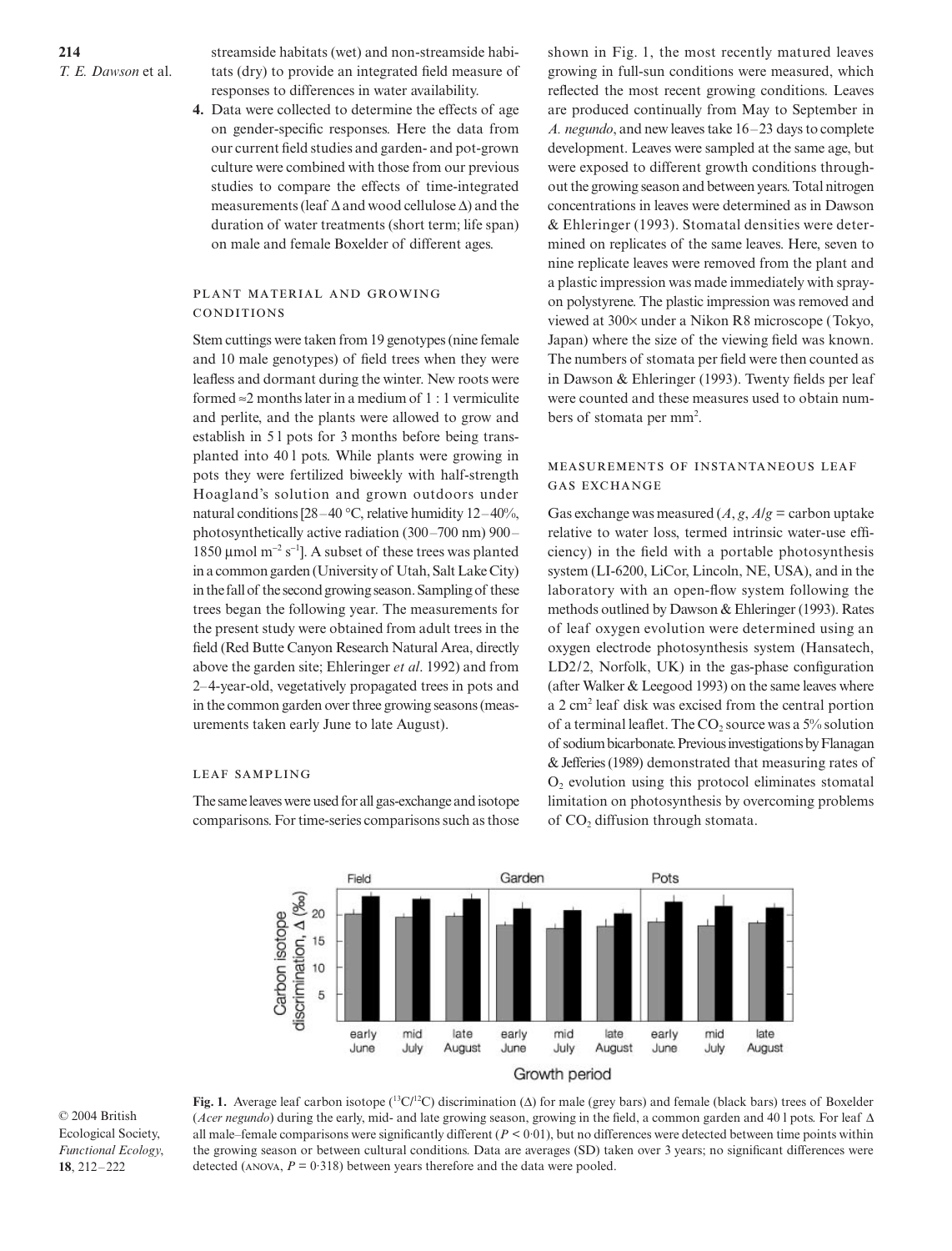streamside habitats (wet) and non-streamside habitats (dry) to provide an integrated field measure of responses to differences in water availability.

4. Data were collected to determine the effects of age on gender-specific responses. Here the data from our current field studies and garden- and pot-grown culture were combined with those from our previous studies to compare the effects of time-integrated measurements (leaf Δ and wood cellulose Δ) and the duration of water treatments (short term; life span) on male and female Boxelder of different ages.

## Plant material and growing conditions

Stem cuttings were taken from 19 genotypes (nine female and 10 male genotypes) of field trees when they were leafless and dormant during the winter. New roots were formed ≈2 months later in a medium of 1 : 1 vermiculite and perlite, and the plants were allowed to grow and establish in 5 l pots for 3 months before being transplanted into 40 l pots. While plants were growing in pots they were fertilized biweekly with half-strength Hoagland's solution and grown outdoors under natural conditions [28–40 °C, relative humidity 12–40%, photosynthetically active radiation (300–700 nm) 900–1850 μmol $m^{-2}$ $s^{-1}$]. A subset of these trees was planted in a common garden (University of Utah, Salt Lake City) in the fall of the second growing season. Sampling of these trees began the following year. The measurements for the present study were obtained from adult trees in the field (Red Butte Canyon Research Natural Area, directly above the garden site; Ehleringer *et al*. 1992) and from 2–4-year-old, vegetatively propagated trees in pots and in the common garden over three growing seasons (measurements taken early June to late August).

## Leaf sampling

The same leaves were used for all gas-exchange and isotope comparisons. For time-series comparisons such as those shown in Fig. 1, the most recently matured leaves growing in full-sun conditions were measured, which reflected the most recent growing conditions. Leaves are produced continually from May to September in *A. negundo*, and new leaves take 16–23 days to complete development. Leaves were sampled at the same age, but were exposed to different growth conditions throughout the growing season and between years. Total nitrogen concentrations in leaves were determined as in Dawson & Ehleringer (1993). Stomatal densities were determined on replicates of the same leaves. Here, seven to nine replicate leaves were removed from the plant and a plastic impression was made immediately with spray-on polystyrene. The plastic impression was removed and viewed at 300× under a Nikon R8 microscope (Tokyo, Japan) where the size of the viewing field was known. The numbers of stomata per field were then counted as in Dawson & Ehleringer (1993). Twenty fields per leaf were counted and these measures used to obtain numbers of stomata per $mm^2$.

## Measurements of instantaneous leaf gas exchange

Gas exchange was measured ($A$, $g$, $A/g$ = carbon uptake relative to water loss, termed intrinsic water-use efficiency) in the field with a portable photosynthesis system (LI-6200, LiCor, Lincoln, NE, USA), and in the laboratory with an open-flow system following the methods outlined by Dawson & Ehleringer (1993). Rates of leaf oxygen evolution were determined using an oxygen electrode photosynthesis system (Hansatech, LD2/2, Norfolk, UK) in the gas-phase configuration (after Walker & Leegood 1993) on the same leaves where a 2 $cm^2$ leaf disk was excised from the central portion of a terminal leaflet. The $CO_2$ source was a 5% solution of sodium bicarbonate. Previous investigations by Flanagan & Jefferies (1989) demonstrated that measuring rates of $O_2$ evolution using this protocol eliminates stomatal limitation on photosynthesis by overcoming problems of $CO_2$ diffusion through stomata.

**Fig. 1.** Average leaf carbon isotope ($^{13}C/^{12}C$) discrimination (Δ) for male (grey bars) and female (black bars) trees of Boxelder (*Acer negundo*) during the early, mid- and late growing season, growing in the field, a common garden and 40 l pots. For leaf Δ all male–female comparisons were significantly different ($P < 0.01$), but no differences were detected between time points within the growing season or between cultural conditions. Data are averages (SD) taken over 3 years; no significant differences were detected (ANOVA, $P = 0.318$) between years therefore and the data were pooled.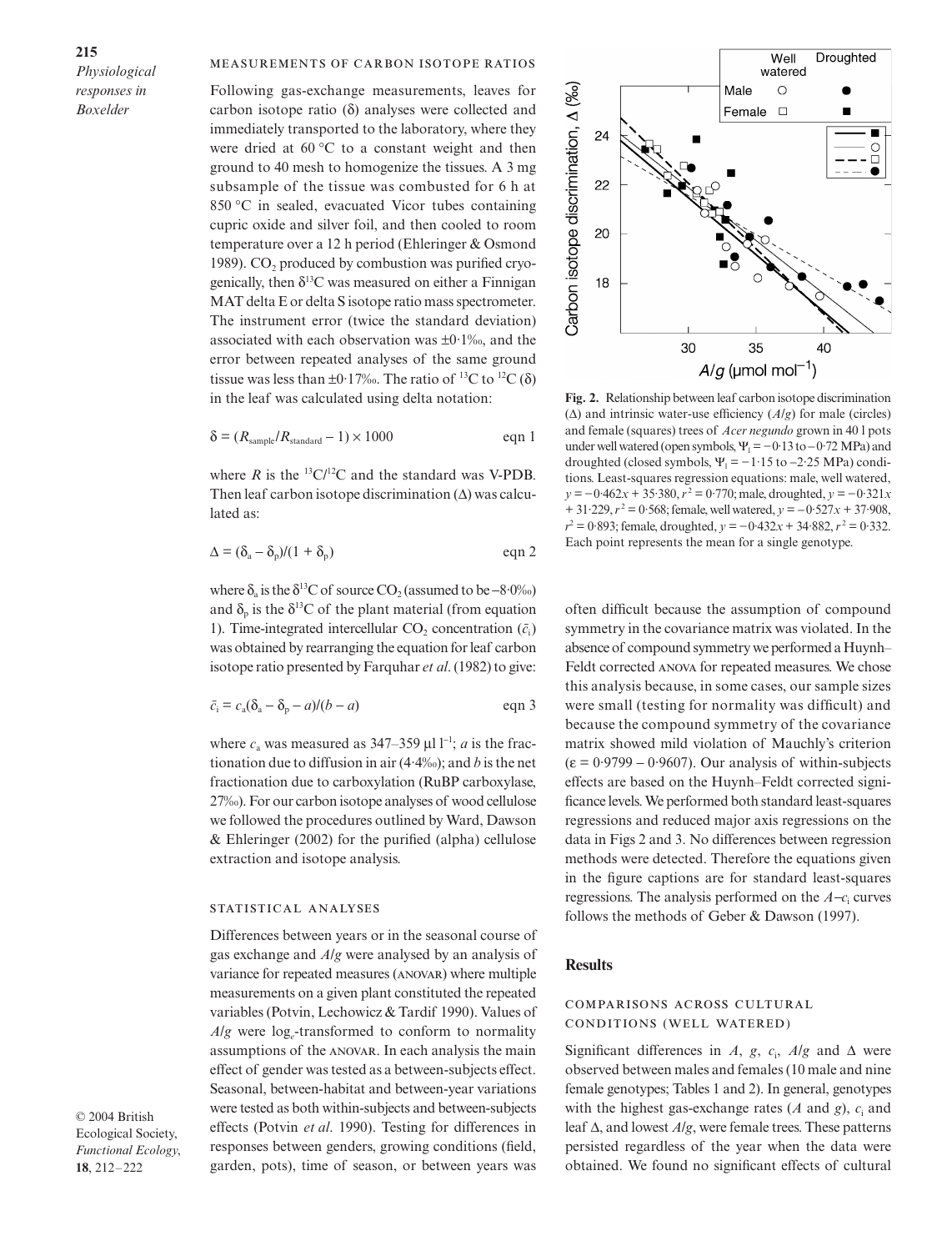### MEASUREMENTS OF CARBON ISOTOPE RATIOS

Following gas-exchange measurements, leaves for carbon isotope ratio ($\delta$) analyses were collected and immediately transported to the laboratory, where they were dried at 60 °C to a constant weight and then ground to 40 mesh to homogenize the tissues. A 3 mg subsample of the tissue was combusted for 6 h at 850 °C in sealed, evacuated Vicor tubes containing cupric oxide and silver foil, and then cooled to room temperature over a 12 h period (Ehleringer & Osmond 1989). $CO_2$ produced by combustion was purified cryogenically, then $\delta^{13}C$ was measured on either a Finnigan MAT delta E or delta S isotope ratio mass spectrometer. The instrument error (twice the standard deviation) associated with each observation was ±0·1‰, and the error between repeated analyses of the same ground tissue was less than ±0·17‰. The ratio of $^{13}C$ to $^{12}C$ ($\delta$) in the leaf was calculated using delta notation:

$$\delta = (R_{sample}/R_{standard} - 1) \times 1000 \qquad \text{eqn 1}$$

where $R$ is the $^{13}C/^{12}C$ and the standard was V-PDB. Then leaf carbon isotope discrimination ($\Delta$) was calculated as:

$$\Delta = (\delta_a - \delta_p)/(1 + \delta_p) \qquad \text{eqn 2}$$

where $\delta_a$ is the $\delta^{13}C$ of source $CO_2$ (assumed to be −8·0‰) and $\delta_p$ is the $\delta^{13}C$ of the plant material (from equation 1). Time-integrated intercellular $CO_2$ concentration ($\bar{c}_i$) was obtained by rearranging the equation for leaf carbon isotope ratio presented by Farquhar *et al*. (1982) to give:

$$\bar{c}_i = c_a(\delta_a - \delta_p - a)/(b - a) \qquad \text{eqn 3}$$

where $c_a$ was measured as 347–359 μl $l^{-1}$; $a$ is the fractionation due to diffusion in air (4·4‰); and $b$ is the net fractionation due to carboxylation (RuBP carboxylase, 27‰). For our carbon isotope analyses of wood cellulose we followed the procedures outlined by Ward, Dawson & Ehleringer (2002) for the purified (alpha) cellulose extraction and isotope analysis.

### STATISTICAL ANALYSES

Differences between years or in the seasonal course of gas exchange and $A/g$ were analysed by an analysis of variance for repeated measures (ANOVAR) where multiple measurements on a given plant constituted the repeated variables (Potvin, Lechowicz & Tardif 1990). Values of $A/g$ were $\log_e$-transformed to conform to normality assumptions of the ANOVAR. In each analysis the main effect of gender was tested as a between-subjects effect. Seasonal, between-habitat and between-year variations were tested as both within-subjects and between-subjects effects (Potvin *et al*. 1990). Testing for differences in responses between genders, growing conditions (field, garden, pots), time of season, or between years was often difficult because the assumption of compound symmetry in the covariance matrix was violated. In the absence of compound symmetry we performed a Huynh–Feldt corrected ANOVA for repeated measures. We chose this analysis because, in some cases, our sample sizes were small (testing for normality was difficult) and because the compound symmetry of the covariance matrix showed mild violation of Mauchly's criterion ($\varepsilon$ = 0·9799 – 0·9607). Our analysis of within-subjects effects are based on the Huynh–Feldt corrected significance levels. We performed both standard least-squares regressions and reduced major axis regressions on the data in Figs 2 and 3. No differences between regression methods were detected. Therefore the equations given in the figure captions are for standard least-squares regressions. The analysis performed on the $A$–$c_i$ curves follows the methods of Geber & Dawson (1997).

**Fig. 2.** Relationship between leaf carbon isotope discrimination ($\Delta$) and intrinsic water-use efficiency ($A/g$) for male (circles) and female (squares) trees of *Acer negundo* grown in 40 l pots under well watered (open symbols, $\Psi_l$ = −0·13 to −0·72 MPa) and droughted (closed symbols, $\Psi_l$ = −1·15 to −2·25 MPa) conditions. Least-squares regression equations: male, well watered, $y = -0{\cdot}462x + 35{\cdot}380$, $r^2 = 0{\cdot}770$; male, droughted, $y = -0{\cdot}321x + 31{\cdot}229$, $r^2 = 0{\cdot}568$; female, well watered, $y = -0{\cdot}527x + 37{\cdot}908$, $r^2 = 0{\cdot}893$; female, droughted, $y = -0{\cdot}432x + 34{\cdot}882$, $r^2 = 0{\cdot}332$. Each point represents the mean for a single genotype.

## Results

### COMPARISONS ACROSS CULTURAL CONDITIONS (WELL WATERED)

Significant differences in $A$, $g$, $c_i$, $A/g$ and $\Delta$ were observed between males and females (10 male and nine female genotypes; Tables 1 and 2). In general, genotypes with the highest gas-exchange rates ($A$ and $g$), $c_i$ and leaf $\Delta$, and lowest $A/g$, were female trees. These patterns persisted regardless of the year when the data were obtained. We found no significant effects of cultural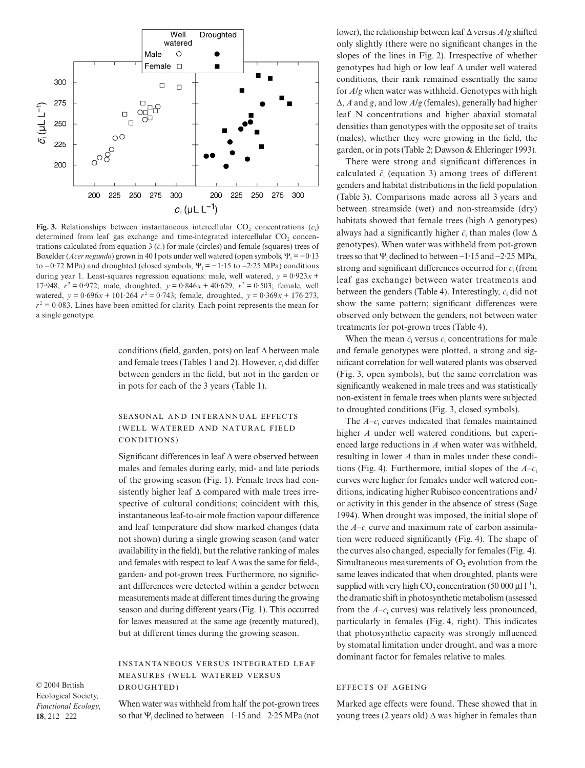**Fig. 3.** Relationships between instantaneous intercellular $CO_2$ concentrations ($c_i$) determined from leaf gas exchange and time-integrated intercellular $CO_2$ concentrations calculated from equation 3 ($\bar{c}_i$) for male (circles) and female (squares) trees of Boxelder (*Acer negundo*) grown in 40 l pots under well watered (open symbols, $\Psi_l = -0.13$ to $-0.72$ MPa) and droughted (closed symbols, $\Psi_l = -1.15$ to $-2.25$ MPa) conditions during year 1. Least-squares regression equations: male, well watered, $y = 0.923x + 17.948$, $r^2 = 0.972$; male, droughted, $y = 0.846x + 40.629$, $r^2 = 0.503$; female, well watered, $y = 0.696x + 101.264$ $r^2 = 0.743$; female, droughted, $y = 0.369x + 176.273$, $r^2 = 0.083$. Lines have been omitted for clarity. Each point represents the mean for a single genotype.

conditions (field, garden, pots) on leaf Δ between male and female trees (Tables 1 and 2). However, $c_i$ did differ between genders in the field, but not in the garden or in pots for each of the 3 years (Table 1).

### SEASONAL AND INTERANNUAL EFFECTS (WELL WATERED AND NATURAL FIELD CONDITIONS)

Significant differences in leaf Δ were observed between males and females during early, mid- and late periods of the growing season (Fig. 1). Female trees had consistently higher leaf Δ compared with male trees irrespective of cultural conditions; coincident with this, instantaneous leaf-to-air mole fraction vapour difference and leaf temperature did show marked changes (data not shown) during a single growing season (and water availability in the field), but the relative ranking of males and females with respect to leaf Δ was the same for field-, garden- and pot-grown trees. Furthermore, no significant differences were detected within a gender between measurements made at different times during the growing season and during different years (Fig. 1). This occurred for leaves measured at the same age (recently matured), but at different times during the growing season.

### INSTANTANEOUS VERSUS INTEGRATED LEAF MEASURES (WELL WATERED VERSUS DROUGHTED)

When water was withheld from half the pot-grown trees so that $\Psi_l$ declined to between $-1.15$ and $-2.25$ MPa (not lower), the relationship between leaf Δ versus $A/g$ shifted only slightly (there were no significant changes in the slopes of the lines in Fig. 2). Irrespective of whether genotypes had high or low leaf Δ under well watered conditions, their rank remained essentially the same for $A/g$ when water was withheld. Genotypes with high Δ, $A$ and $g$, and low $A/g$ (females), generally had higher leaf N concentrations and higher abaxial stomatal densities than genotypes with the opposite set of traits (males), whether they were growing in the field, the garden, or in pots (Table 2; Dawson & Ehleringer 1993).

There were strong and significant differences in calculated $\bar{c}_i$ (equation 3) among trees of different genders and habitat distributions in the field population (Table 3). Comparisons made across all 3 years and between streamside (wet) and non-streamside (dry) habitats showed that female trees (high Δ genotypes) always had a significantly higher $\bar{c}_i$ than males (low Δ genotypes). When water was withheld from pot-grown trees so that $\Psi_l$ declined to between $-1.15$ and $-2.25$ MPa, strong and significant differences occurred for $c_i$ (from leaf gas exchange) between water treatments and between the genders (Table 4). Interestingly, $\bar{c}_i$ did not show the same pattern; significant differences were observed only between the genders, not between water treatments for pot-grown trees (Table 4).

When the mean $\bar{c}_i$ versus $c_i$ concentrations for male and female genotypes were plotted, a strong and significant correlation for well watered plants was observed (Fig. 3, open symbols), but the same correlation was significantly weakened in male trees and was statistically non-existent in female trees when plants were subjected to droughted conditions (Fig. 3, closed symbols).

The $A$–$c_i$ curves indicated that females maintained higher $A$ under well watered conditions, but experienced large reductions in $A$ when water was withheld, resulting in lower $A$ than in males under these conditions (Fig. 4). Furthermore, initial slopes of the $A$–$c_i$ curves were higher for females under well watered conditions, indicating higher Rubisco concentrations and/or activity in this gender in the absence of stress (Sage 1994). When drought was imposed, the initial slope of the $A$–$c_i$ curve and maximum rate of carbon assimilation were reduced significantly (Fig. 4). The shape of the curves also changed, especially for females (Fig. 4). Simultaneous measurements of $O_2$ evolution from the same leaves indicated that when droughted, plants were supplied with very high $CO_2$ concentration (50 000 µl l$^{-1}$), the dramatic shift in photosynthetic metabolism (assessed from the $A$–$c_i$ curves) was relatively less pronounced, particularly in females (Fig. 4, right). This indicates that photosynthetic capacity was strongly influenced by stomatal limitation under drought, and was a more dominant factor for females relative to males.

### EFFECTS OF AGEING

Marked age effects were found. These showed that in young trees (2 years old) Δ was higher in females than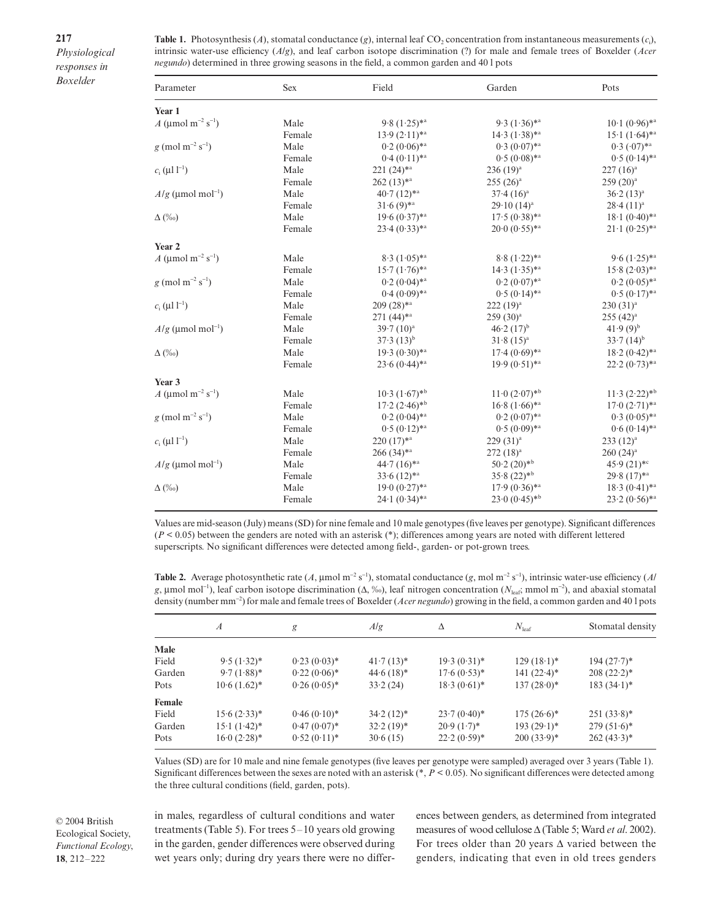**Table 1.** Photosynthesis ($A$), stomatal conductance ($g$), internal leaf $CO_2$ concentration from instantaneous measurements ($c_i$), intrinsic water-use efficiency ($A/g$), and leaf carbon isotope discrimination (?) for male and female trees of Boxelder (*Acer negundo*) determined in three growing seasons in the field, a common garden and 40 l pots

| Parameter | Sex | Field | Garden | Pots |
|---|---|---|---|---|
| **Year 1** | | | | |
| $A$ (μmol m$^{-2}$ s$^{-1}$) | Male | 9·8 (1·25)*[a] | 9·3 (1·36)*[a] | 10·1 (0·96)*[a] |
| | Female | 13·9 (2·11)*[a] | 14·3 (1·38)*[a] | 15·1 (1·64)*[a] |
| $g$ (mol m$^{-2}$ s$^{-1}$) | Male | 0·2 (0·06)*[a] | 0·3 (0·07)*[a] | 0·3 (·07)*[a] |
| | Female | 0·4 (0·11)*[a] | 0·5 (0·08)*[a] | 0·5 (0·14)*[a] |
| $c_i$ (μl l$^{-1}$) | Male | 221 (24)*[a] | 236 (19)[a] | 227 (16)[a] |
| | Female | 262 (13)*[a] | 255 (26)[a] | 259 (20)[a] |
| $A/g$ (μmol mol$^{-1}$) | Male | 40·7 (12)*[a] | 37·4 (16)[a] | 36·2 (13)[a] |
| | Female | 31·6 (9)*[a] | 29·10 (14)[a] | 28·4 (11)[a] |
| Δ (‰) | Male | 19·6 (0·37)*[a] | 17·5 (0·38)*[a] | 18·1 (0·40)*[a] |
| | Female | 23·4 (0·33)*[a] | 20·0 (0·55)*[a] | 21·1 (0·25)*[a] |
| **Year 2** | | | | |
| $A$ (μmol m$^{-2}$ s$^{-1}$) | Male | 8·3 (1·05)*[a] | 8·8 (1·22)*[a] | 9·6 (1·25)*[a] |
| | Female | 15·7 (1·76)*[a] | 14·3 (1·35)*[a] | 15·8 (2·03)*[a] |
| $g$ (mol m$^{-2}$ s$^{-1}$) | Male | 0·2 (0·04)*[a] | 0·2 (0·07)*[a] | 0·2 (0·05)*[a] |
| | Female | 0·4 (0·09)*[a] | 0·5 (0·14)*[a] | 0·5 (0·17)*[a] |
| $c_i$ (μl l$^{-1}$) | Male | 209 (28)*[a] | 222 (19)[a] | 230 (31)[a] |
| | Female | 271 (44)*[a] | 259 (30)[a] | 255 (42)[a] |
| $A/g$ (μmol mol$^{-1}$) | Male | 39·7 (10)[a] | 46·2 (17)[b] | 41·9 (9)[b] |
| | Female | 37·3 (13)[b] | 31·8 (15)[a] | 33·7 (14)[b] |
| Δ (‰) | Male | 19·3 (0·30)*[a] | 17·4 (0·69)*[a] | 18·2 (0·42)*[a] |
| | Female | 23·6 (0·44)*[a] | 19·9 (0·51)*[a] | 22·2 (0·73)*[a] |
| **Year 3** | | | | |
| $A$ (μmol m$^{-2}$ s$^{-1}$) | Male | 10·3 (1·67)*[b] | 11·0 (2·07)*[b] | 11·3 (2·22)*[b] |
| | Female | 17·2 (2·46)*[b] | 16·8 (1·66)*[a] | 17·0 (2·71)*[a] |
| $g$ (mol m$^{-2}$ s$^{-1}$) | Male | 0·2 (0·04)*[a] | 0·2 (0·07)*[a] | 0·3 (0·05)*[a] |
| | Female | 0·5 (0·12)*[a] | 0·5 (0·09)*[a] | 0·6 (0·14)*[a] |
| $c_i$ (μl l$^{-1}$) | Male | 220 (17)*[a] | 229 (31)[a] | 233 (12)[a] |
| | Female | 266 (34)*[a] | 272 (18)[a] | 260 (24)[a] |
| $A/g$ (μmol mol$^{-1}$) | Male | 44·7 (16)*[a] | 50·2 (20)*[b] | 45·9 (21)*[c] |
| | Female | 33·6 (12)*[a] | 35·8 (22)*[b] | 29·8 (17)*[a] |
| Δ (‰) | Male | 19·0 (0·27)*[a] | 17·9 (0·36)*[a] | 18·3 (0·41)*[a] |
| | Female | 24·1 (0·34)*[a] | 23·0 (0·45)*[b] | 23·2 (0·56)*[a] |

Values are mid-season (July) means (SD) for nine female and 10 male genotypes (five leaves per genotype). Significant differences ($P < 0.05$) between the genders are noted with an asterisk (*); differences among years are noted with different lettered superscripts. No significant differences were detected among field-, garden- or pot-grown trees.

**Table 2.** Average photosynthetic rate ($A$, μmol m$^{-2}$ s$^{-1}$), stomatal conductance ($g$, mol m$^{-2}$ s$^{-1}$), intrinsic water-use efficiency ($A/g$, μmol mol$^{-1}$), leaf carbon isotope discrimination (Δ, ‰), leaf nitrogen concentration ($N_{leaf}$; mmol m$^{-2}$), and abaxial stomatal density (number mm$^{-2}$) for male and female trees of Boxelder (*Acer negundo*) growing in the field, a common garden and 40 l pots

| | $A$ | $g$ | $A/g$ | Δ | $N_{leaf}$ | Stomatal density |
|---|---|---|---|---|---|---|
| **Male** | | | | | | |
| Field | 9·5 (1·32)* | 0·23 (0·03)* | 41·7 (13)* | 19·3 (0·31)* | 129 (18·1)* | 194 (27·7)* |
| Garden | 9·7 (1·88)* | 0·22 (0·06)* | 44·6 (18)* | 17·6 (0·53)* | 141 (22·4)* | 208 (22·2)* |
| Pots | 10·6 (1.62)* | 0·26 (0·05)* | 33·2 (24) | 18·3 (0·61)* | 137 (28·0)* | 183 (34·1)* |
| **Female** | | | | | | |
| Field | 15·6 (2·33)* | 0·46 (0·10)* | 34·2 (12)* | 23·7 (0·40)* | 175 (26·6)* | 251 (33·8)* |
| Garden | 15·1 (1·42)* | 0·47 (0·07)* | 32·2 (19)* | 20·9 (1·7)* | 193 (29·1)* | 279 (51·6)* |
| Pots | 16·0 (2·28)* | 0·52 (0·11)* | 30·6 (15) | 22·2 (0·59)* | 200 (33·9)* | 262 (43·3)* |

Values (SD) are for 10 male and nine female genotypes (five leaves per genotype were sampled) averaged over 3 years (Table 1). Significant differences between the sexes are noted with an asterisk (*, $P < 0.05$). No significant differences were detected among the three cultural conditions (field, garden, pots).

in males, regardless of cultural conditions and water treatments (Table 5). For trees 5–10 years old growing in the garden, gender differences were observed during wet years only; during dry years there were no differences between genders, as determined from integrated measures of wood cellulose Δ (Table 5; Ward *et al.* 2002). For trees older than 20 years Δ varied between the genders, indicating that even in old trees genders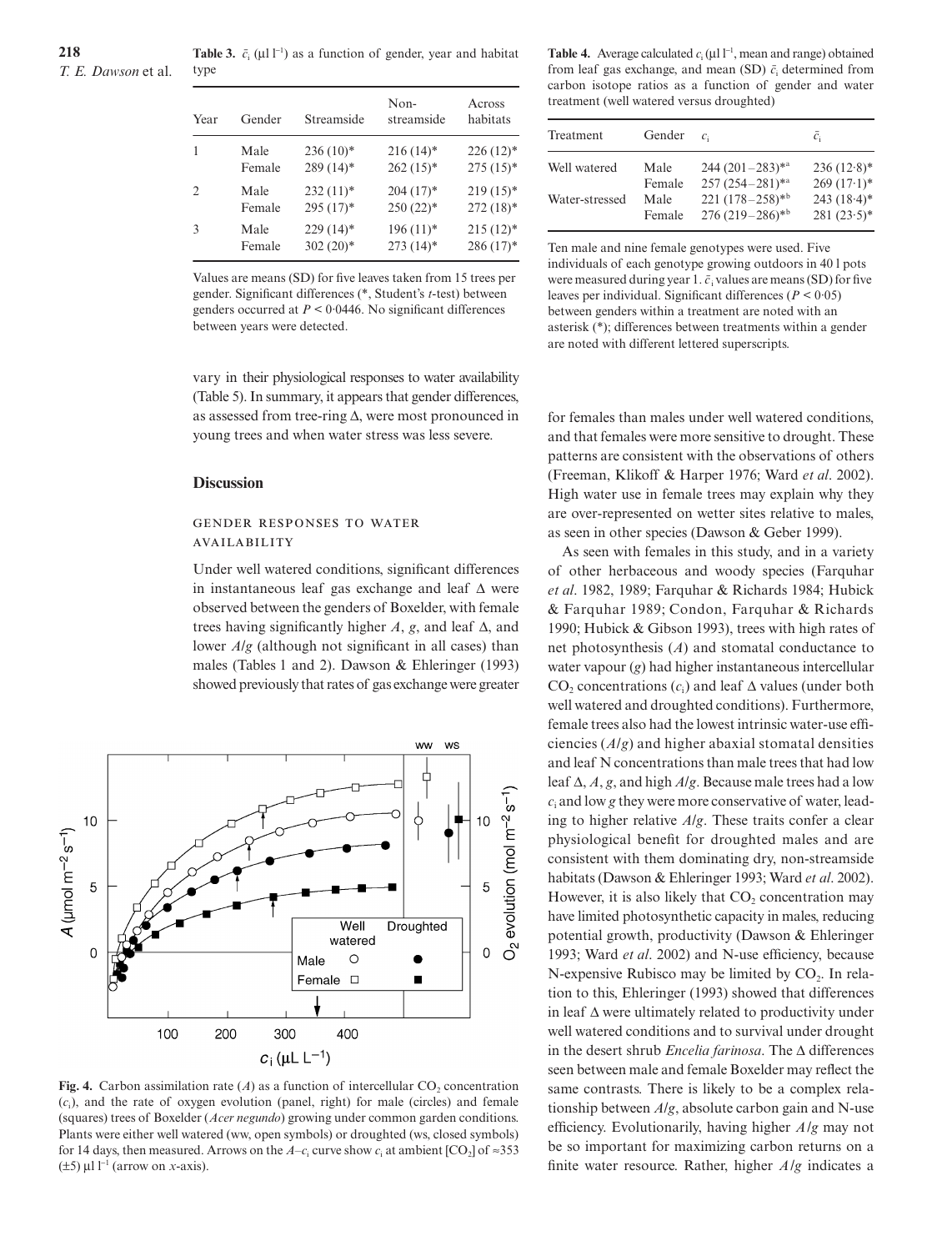**Table 3.** $\bar{c}_i$ (µl l$^{-1}$) as a function of gender, year and habitat type

| Year | Gender | Streamside | Non-streamside | Across habitats |
|---|---|---|---|---|
| 1 | Male | 236 (10)* | 216 (14)* | 226 (12)* |
| | Female | 289 (14)* | 262 (15)* | 275 (15)* |
| 2 | Male | 232 (11)* | 204 (17)* | 219 (15)* |
| | Female | 295 (17)* | 250 (22)* | 272 (18)* |
| 3 | Male | 229 (14)* | 196 (11)* | 215 (12)* |
| | Female | 302 (20)* | 273 (14)* | 286 (17)* |

Values are means (SD) for five leaves taken from 15 trees per gender. Significant differences (*, Student's *t*-test) between genders occurred at $P < 0{\cdot}0446$. No significant differences between years were detected.

**Table 4.** Average calculated $c_i$ (µl l$^{-1}$, mean and range) obtained from leaf gas exchange, and mean (SD) $\bar{c}_i$ determined from carbon isotope ratios as a function of gender and water treatment (well watered versus droughted)

| Treatment | Gender | $c_i$ | $\bar{c}_i$ |
|---|---|---|---|
| Well watered | Male | 244 (201–283)*[a] | 236 (12·8)* |
| | Female | 257 (254–281)*[a] | 269 (17·1)* |
| Water-stressed | Male | 221 (178–258)*[b] | 243 (18·4)* |
| | Female | 276 (219–286)*[b] | 281 (23·5)* |

Ten male and nine female genotypes were used. Five individuals of each genotype growing outdoors in 40 l pots were measured during year 1. $\bar{c}_i$ values are means (SD) for five leaves per individual. Significant differences ($P < 0{\cdot}05$) between genders within a treatment are noted with an asterisk (*); differences between treatments within a gender are noted with different lettered superscripts.

vary in their physiological responses to water availability (Table 5). In summary, it appears that gender differences, as assessed from tree-ring Δ, were most pronounced in young trees and when water stress was less severe.

## Discussion

### GENDER RESPONSES TO WATER AVAILABILITY

Under well watered conditions, significant differences in instantaneous leaf gas exchange and leaf Δ were observed between the genders of Boxelder, with female trees having significantly higher *A*, *g*, and leaf Δ, and lower *A*/*g* (although not significant in all cases) than males (Tables 1 and 2). Dawson & Ehleringer (1993) showed previously that rates of gas exchange were greater for females than males under well watered conditions, and that females were more sensitive to drought. These patterns are consistent with the observations of others (Freeman, Klikoff & Harper 1976; Ward *et al*. 2002). High water use in female trees may explain why they are over-represented on wetter sites relative to males, as seen in other species (Dawson & Geber 1999).

As seen with females in this study, and in a variety of other herbaceous and woody species (Farquhar *et al*. 1982, 1989; Farquhar & Richards 1984; Hubick & Farquhar 1989; Condon, Farquhar & Richards 1990; Hubick & Gibson 1993), trees with high rates of net photosynthesis (*A*) and stomatal conductance to water vapour (*g*) had higher instantaneous intercellular $CO_2$ concentrations ($c_i$) and leaf Δ values (under both well watered and droughted conditions). Furthermore, female trees also had the lowest intrinsic water-use efficiencies (*A*/*g*) and higher abaxial stomatal densities and leaf N concentrations than male trees that had low leaf Δ, *A*, *g*, and high *A*/*g*. Because male trees had a low $c_i$ and low *g* they were more conservative of water, leading to higher relative *A*/*g*. These traits confer a clear physiological benefit for droughted males and are consistent with them dominating dry, non-streamside habitats (Dawson & Ehleringer 1993; Ward *et al*. 2002). However, it is also likely that $CO_2$ concentration may have limited photosynthetic capacity in males, reducing potential growth, productivity (Dawson & Ehleringer 1993; Ward *et al*. 2002) and N-use efficiency, because N-expensive Rubisco may be limited by $CO_2$. In relation to this, Ehleringer (1993) showed that differences in leaf Δ were ultimately related to productivity under well watered conditions and to survival under drought in the desert shrub *Encelia farinosa*. The Δ differences seen between male and female Boxelder may reflect the same contrasts. There is likely to be a complex relationship between *A*/*g*, absolute carbon gain and N-use efficiency. Evolutionarily, having higher *A*/*g* may not be so important for maximizing carbon returns on a finite water resource. Rather, higher *A*/*g* indicates a

**Fig. 4.** Carbon assimilation rate (*A*) as a function of intercellular $CO_2$ concentration ($c_i$), and the rate of oxygen evolution (panel, right) for male (circles) and female (squares) trees of Boxelder (*Acer negundo*) growing under common garden conditions. Plants were either well watered (ww, open symbols) or droughted (ws, closed symbols) for 14 days, then measured. Arrows on the $A$–$c_i$ curve show $c_i$ at ambient [$CO_2$] of ≈353 (±5) µl l$^{-1}$ (arrow on *x*-axis).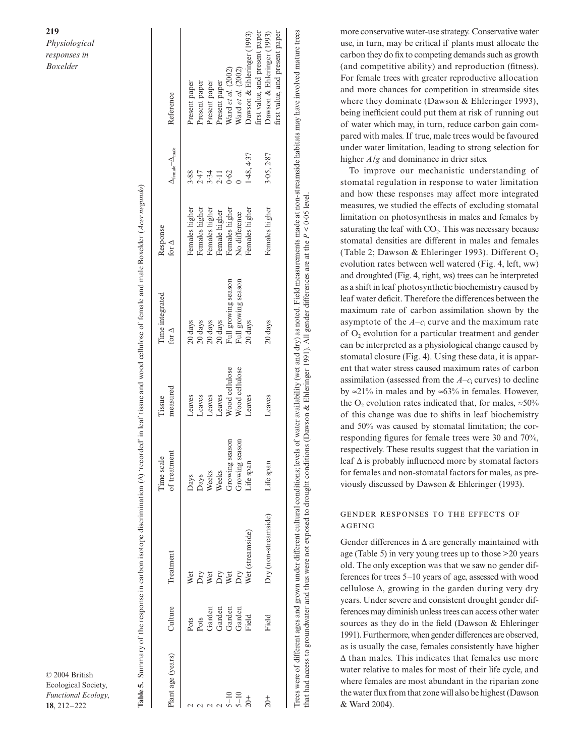**Table 5.** Summary of the response in carbon isotope discrimination (Δ) 'recorded' in leaf tissue and wood cellulose of female and male Boxelder (*Acer negundo*)

| Plant age (years) | Culture | Treatment | Time scale of treatment | Tissue measured | Time integrated for Δ | Response for Δ | $\Delta_{female}-\Delta_{male}$ | Reference |
|---|---|---|---|---|---|---|---|---|
| 2 | Pots | Wet | Days | Leaves | 20 days | Females higher | 3·88 | Present paper |
| 2 | Pots | Dry | Days | Leaves | 20 days | Females higher | 2·47 | Present paper |
| 2 | Garden | Wet | Weeks | Leaves | 20 days | Females higher | 3·34 | Present paper |
| 2 | Garden | Dry | Weeks | Leaves | 20 days | Female higher | 2·11 | Present paper |
| 5–10 | Garden | Wet | Growing season | Wood cellulose | Full growing season | Females higher | 0·62 | Ward *et al.* (2002) |
| 5–10 | Garden | Dry | Growing season | Wood cellulose | Full growing season | No difference | 0 | Ward *et al.* (2002) |
| 20+ | Field | Wet (streamside) | Life span | Leaves | 20 days | Females higher | 1·48, 4·37 | Dawson & Ehleringer (1993) first value, and present paper |
| 20+ | Field | Dry (non-streamside) | Life span | Leaves | 20 days | Females higher | 3·05, 2·87 | Dawson & Ehleringer (1993) first value, and present paper |

Trees were of different ages and grown under different cultural conditions; levels of water availability (wet and dry) as noted. Field measurements made at non-streamside habitats may have involved mature trees that had access to groundwater and thus were not exposed to drought conditions (Dawson & Ehleringer 1991). All gender differences are at the $P < 0·05$ level.

more conservative water-use strategy. Conservative water use, in turn, may be critical if plants must allocate the carbon they do fix to competing demands such as growth (and competitive ability) and reproduction (fitness). For female trees with greater reproductive allocation and more chances for competition in streamside sites where they dominate (Dawson & Ehleringer 1993), being inefficient could put them at risk of running out of water which may, in turn, reduce carbon gain compared with males. If true, male trees would be favoured under water limitation, leading to strong selection for higher $A/g$ and dominance in drier sites.

To improve our mechanistic understanding of stomatal regulation in response to water limitation and how these responses may affect more integrated measures, we studied the effects of excluding stomatal limitation on photosynthesis in males and females by saturating the leaf with $CO_2$. This was necessary because stomatal densities are different in males and females (Table 2; Dawson & Ehleringer 1993). Different $O_2$ evolution rates between well watered (Fig. 4, left, ww) and droughted (Fig. 4, right, ws) trees can be interpreted as a shift in leaf photosynthetic biochemistry caused by leaf water deficit. Therefore the differences between the maximum rate of carbon assimilation shown by the asymptote of the $A$–$c_i$ curve and the maximum rate of $O_2$ evolution for a particular treatment and gender can be interpreted as a physiological change caused by stomatal closure (Fig. 4). Using these data, it is apparent that water stress caused maximum rates of carbon assimilation (assessed from the $A$–$c_i$ curves) to decline by ≈21% in males and by ≈63% in females. However, the $O_2$ evolution rates indicated that, for males, ≈50% of this change was due to shifts in leaf biochemistry and 50% was caused by stomatal limitation; the corresponding figures for female trees were 30 and 70%, respectively. These results suggest that the variation in leaf Δ is probably influenced more by stomatal factors for females and non-stomatal factors for males, as previously discussed by Dawson & Ehleringer (1993).

## Gender responses to the effects of ageing

Gender differences in Δ are generally maintained with age (Table 5) in very young trees up to those >20 years old. The only exception was that we saw no gender differences for trees 5–10 years of age, assessed with wood cellulose Δ, growing in the garden during very dry years. Under severe and consistent drought gender differences may diminish unless trees can access other water sources as they do in the field (Dawson & Ehleringer 1991). Furthermore, when gender differences are observed, as is usually the case, females consistently have higher Δ than males. This indicates that females use more water relative to males for most of their life cycle, and where females are most abundant in the riparian zone the water flux from that zone will also be highest (Dawson & Ward 2004).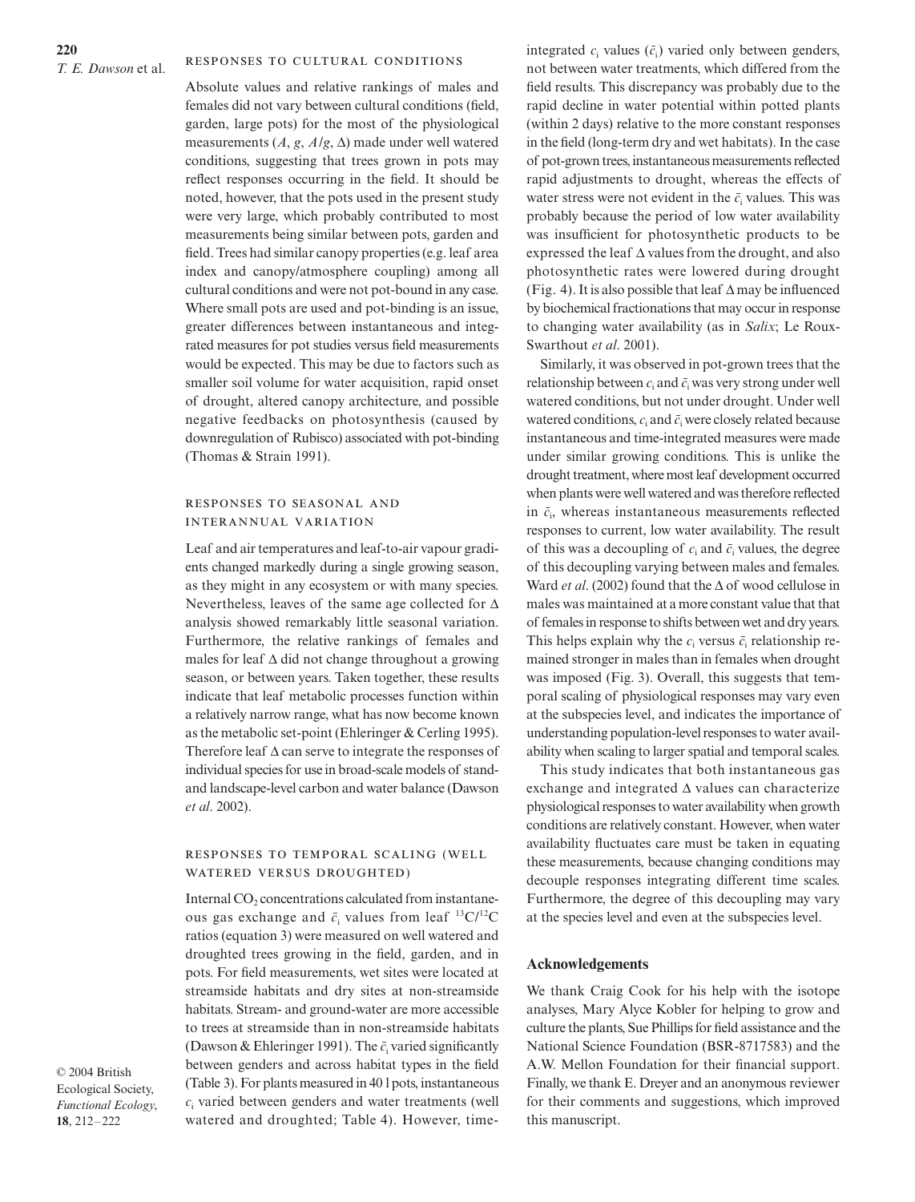### Responses to cultural conditions

Absolute values and relative rankings of males and females did not vary between cultural conditions (field, garden, large pots) for the most of the physiological measurements ($A$, $g$, $A/g$, $\Delta$) made under well watered conditions, suggesting that trees grown in pots may reflect responses occurring in the field. It should be noted, however, that the pots used in the present study were very large, which probably contributed to most measurements being similar between pots, garden and field. Trees had similar canopy properties (e.g. leaf area index and canopy/atmosphere coupling) among all cultural conditions and were not pot-bound in any case. Where small pots are used and pot-binding is an issue, greater differences between instantaneous and integrated measures for pot studies versus field measurements would be expected. This may be due to factors such as smaller soil volume for water acquisition, rapid onset of drought, altered canopy architecture, and possible negative feedbacks on photosynthesis (caused by downregulation of Rubisco) associated with pot-binding (Thomas & Strain 1991).

### Responses to seasonal and interannual variation

Leaf and air temperatures and leaf-to-air vapour gradients changed markedly during a single growing season, as they might in any ecosystem or with many species. Nevertheless, leaves of the same age collected for $\Delta$ analysis showed remarkably little seasonal variation. Furthermore, the relative rankings of females and males for leaf $\Delta$ did not change throughout a growing season, or between years. Taken together, these results indicate that leaf metabolic processes function within a relatively narrow range, what has now become known as the metabolic set-point (Ehleringer & Cerling 1995). Therefore leaf $\Delta$ can serve to integrate the responses of individual species for use in broad-scale models of stand- and landscape-level carbon and water balance (Dawson *et al*. 2002).

### Responses to temporal scaling (well watered versus droughted)

Internal $CO_2$ concentrations calculated from instantaneous gas exchange and $\bar{c}_i$ values from leaf $^{13}C/^{12}C$ ratios (equation 3) were measured on well watered and droughted trees growing in the field, garden, and in pots. For field measurements, wet sites were located at streamside habitats and dry sites at non-streamside habitats. Stream- and ground-water are more accessible to trees at streamside than in non-streamside habitats (Dawson & Ehleringer 1991). The $\bar{c}_i$ varied significantly between genders and across habitat types in the field (Table 3). For plants measured in 40 l pots, instantaneous $c_i$ varied between genders and water treatments (well watered and droughted; Table 4). However, time-integrated $c_i$ values ($\bar{c}_i$) varied only between genders, not between water treatments, which differed from the field results. This discrepancy was probably due to the rapid decline in water potential within potted plants (within 2 days) relative to the more constant responses in the field (long-term dry and wet habitats). In the case of pot-grown trees, instantaneous measurements reflected rapid adjustments to drought, whereas the effects of water stress were not evident in the $\bar{c}_i$ values. This was probably because the period of low water availability was insufficient for photosynthetic products to be expressed the leaf $\Delta$ values from the drought, and also photosynthetic rates were lowered during drought (Fig. 4). It is also possible that leaf $\Delta$ may be influenced by biochemical fractionations that may occur in response to changing water availability (as in *Salix*; Le Roux-Swarthout *et al*. 2001).

Similarly, it was observed in pot-grown trees that the relationship between $c_i$ and $\bar{c}_i$ was very strong under well watered conditions, but not under drought. Under well watered conditions, $c_i$ and $\bar{c}_i$ were closely related because instantaneous and time-integrated measures were made under similar growing conditions. This is unlike the drought treatment, where most leaf development occurred when plants were well watered and was therefore reflected in $\bar{c}_i$, whereas instantaneous measurements reflected responses to current, low water availability. The result of this was a decoupling of $c_i$ and $\bar{c}_i$ values, the degree of this decoupling varying between males and females. Ward *et al*. (2002) found that the $\Delta$ of wood cellulose in males was maintained at a more constant value that that of females in response to shifts between wet and dry years. This helps explain why the $c_i$ versus $\bar{c}_i$ relationship remained stronger in males than in females when drought was imposed (Fig. 3). Overall, this suggests that temporal scaling of physiological responses may vary even at the subspecies level, and indicates the importance of understanding population-level responses to water availability when scaling to larger spatial and temporal scales.

This study indicates that both instantaneous gas exchange and integrated $\Delta$ values can characterize physiological responses to water availability when growth conditions are relatively constant. However, when water availability fluctuates care must be taken in equating these measurements, because changing conditions may decouple responses integrating different time scales. Furthermore, the degree of this decoupling may vary at the species level and even at the subspecies level.

## Acknowledgements

We thank Craig Cook for his help with the isotope analyses, Mary Alyce Kobler for helping to grow and culture the plants, Sue Phillips for field assistance and the National Science Foundation (BSR-8717583) and the A.W. Mellon Foundation for their financial support. Finally, we thank E. Dreyer and an anonymous reviewer for their comments and suggestions, which improved this manuscript.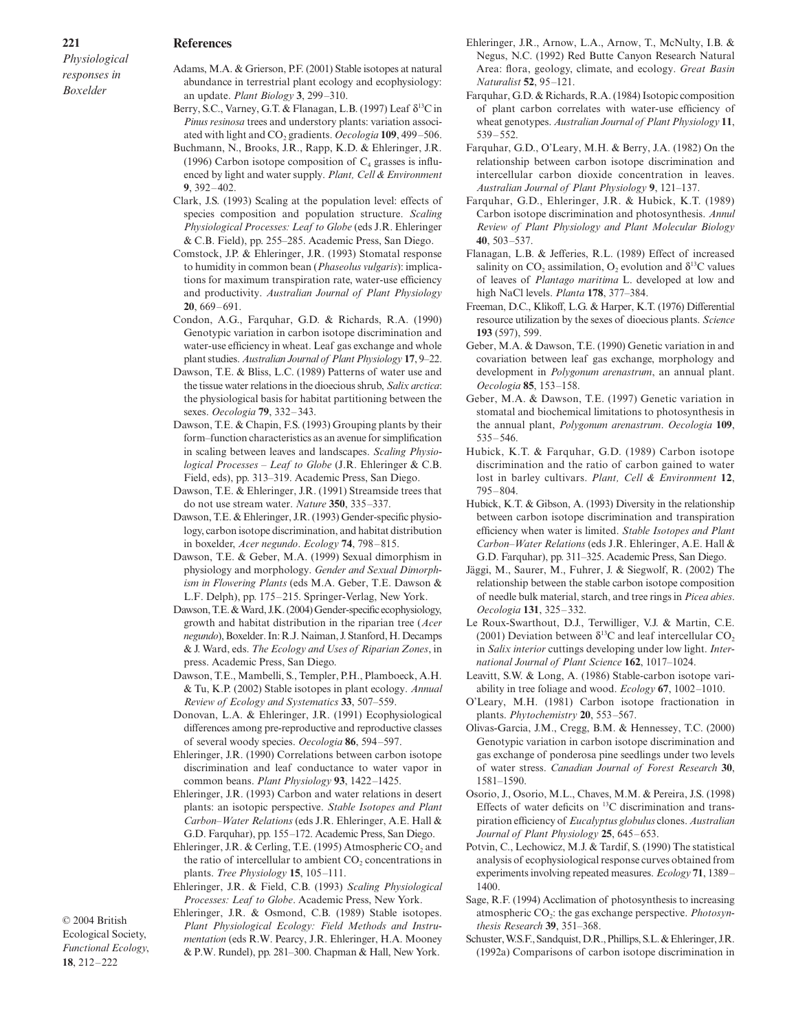## References

Adams, M.A. & Grierson, P.F. (2001) Stable isotopes at natural abundance in terrestrial plant ecology and ecophysiology: an update. *Plant Biology* **3**, 299–310.

Berry, S.C., Varney, G.T. & Flanagan, L.B. (1997) Leaf $\delta^{13}C$ in *Pinus resinosa* trees and understory plants: variation associated with light and $CO_2$ gradients. *Oecologia* **109**, 499–506.

Buchmann, N., Brooks, J.R., Rapp, K.D. & Ehleringer, J.R. (1996) Carbon isotope composition of $C_4$ grasses is influenced by light and water supply. *Plant, Cell & Environment* **9**, 392–402.

Clark, J.S. (1993) Scaling at the population level: effects of species composition and population structure. *Scaling Physiological Processes: Leaf to Globe* (eds J.R. Ehleringer & C.B. Field), pp. 255–285. Academic Press, San Diego.

Comstock, J.P. & Ehleringer, J.R. (1993) Stomatal response to humidity in common bean (*Phaseolus vulgaris*): implications for maximum transpiration rate, water-use efficiency and productivity. *Australian Journal of Plant Physiology* **20**, 669–691.

Condon, A.G., Farquhar, G.D. & Richards, R.A. (1990) Genotypic variation in carbon isotope discrimination and water-use efficiency in wheat. Leaf gas exchange and whole plant studies. *Australian Journal of Plant Physiology* **17**, 9–22.

Dawson, T.E. & Bliss, L.C. (1989) Patterns of water use and the tissue water relations in the dioecious shrub, *Salix arctica*: the physiological basis for habitat partitioning between the sexes. *Oecologia* **79**, 332–343.

Dawson, T.E. & Chapin, F.S. (1993) Grouping plants by their form–function characteristics as an avenue for simplification in scaling between leaves and landscapes. *Scaling Physiological Processes – Leaf to Globe* (J.R. Ehleringer & C.B. Field, eds), pp. 313–319. Academic Press, San Diego.

Dawson, T.E. & Ehleringer, J.R. (1991) Streamside trees that do not use stream water. *Nature* **350**, 335–337.

Dawson, T.E. & Ehleringer, J.R. (1993) Gender-specific physiology, carbon isotope discrimination, and habitat distribution in boxelder, *Acer negundo*. *Ecology* **74**, 798–815.

Dawson, T.E. & Geber, M.A. (1999) Sexual dimorphism in physiology and morphology. *Gender and Sexual Dimorphism in Flowering Plants* (eds M.A. Geber, T.E. Dawson & L.F. Delph), pp. 175–215. Springer-Verlag, New York.

Dawson, T.E. & Ward, J.K. (2004) Gender-specific ecophysiology, growth and habitat distribution in the riparian tree (*Acer negundo*), Boxelder. In: R.J. Naiman, J. Stanford, H. Decamps & J. Ward, eds. *The Ecology and Uses of Riparian Zones*, in press. Academic Press, San Diego.

Dawson, T.E., Mambelli, S., Templer, P.H., Plamboeck, A.H. & Tu, K.P. (2002) Stable isotopes in plant ecology. *Annual Review of Ecology and Systematics* **33**, 507–559.

Donovan, L.A. & Ehleringer, J.R. (1991) Ecophysiological differences among pre-reproductive and reproductive classes of several woody species. *Oecologia* **86**, 594–597.

Ehleringer, J.R. (1990) Correlations between carbon isotope discrimination and leaf conductance to water vapor in common beans. *Plant Physiology* **93**, 1422–1425.

Ehleringer, J.R. (1993) Carbon and water relations in desert plants: an isotopic perspective. *Stable Isotopes and Plant Carbon–Water Relations* (eds J.R. Ehleringer, A.E. Hall & G.D. Farquhar), pp. 155–172. Academic Press, San Diego.

Ehleringer, J.R. & Cerling, T.E. (1995) Atmospheric $CO_2$ and the ratio of intercellular to ambient $CO_2$ concentrations in plants. *Tree Physiology* **15**, 105–111.

Ehleringer, J.R. & Field, C.B. (1993) *Scaling Physiological Processes: Leaf to Globe*. Academic Press, New York.

Ehleringer, J.R. & Osmond, C.B. (1989) Stable isotopes. *Plant Physiological Ecology: Field Methods and Instrumentation* (eds R.W. Pearcy, J.R. Ehleringer, H.A. Mooney & P.W. Rundel), pp. 281–300. Chapman & Hall, New York.

Ehleringer, J.R., Arnow, L.A., Arnow, T., McNulty, I.B. & Negus, N.C. (1992) Red Butte Canyon Research Natural Area: flora, geology, climate, and ecology. *Great Basin Naturalist* **52**, 95–121.

Farquhar, G.D. & Richards, R.A. (1984) Isotopic composition of plant carbon correlates with water-use efficiency of wheat genotypes. *Australian Journal of Plant Physiology* **11**, 539–552.

Farquhar, G.D., O'Leary, M.H. & Berry, J.A. (1982) On the relationship between carbon isotope discrimination and intercellular carbon dioxide concentration in leaves. *Australian Journal of Plant Physiology* **9**, 121–137.

Farquhar, G.D., Ehleringer, J.R. & Hubick, K.T. (1989) Carbon isotope discrimination and photosynthesis. *Annul Review of Plant Physiology and Plant Molecular Biology* **40**, 503–537.

Flanagan, L.B. & Jefferies, R.L. (1989) Effect of increased salinity on $CO_2$ assimilation, $O_2$ evolution and $\delta^{13}C$ values of leaves of *Plantago maritima* L. developed at low and high NaCl levels. *Planta* **178**, 377–384.

Freeman, D.C., Klikoff, L.G. & Harper, K.T. (1976) Differential resource utilization by the sexes of dioecious plants. *Science* **193** (597), 599.

Geber, M.A. & Dawson, T.E. (1990) Genetic variation in and covariation between leaf gas exchange, morphology and development in *Polygonum arenastrum*, an annual plant. *Oecologia* **85**, 153–158.

Geber, M.A. & Dawson, T.E. (1997) Genetic variation in stomatal and biochemical limitations to photosynthesis in the annual plant, *Polygonum arenastrum*. *Oecologia* **109**, 535–546.

Hubick, K.T. & Farquhar, G.D. (1989) Carbon isotope discrimination and the ratio of carbon gained to water lost in barley cultivars. *Plant, Cell & Environment* **12**, 795–804.

Hubick, K.T. & Gibson, A. (1993) Diversity in the relationship between carbon isotope discrimination and transpiration efficiency when water is limited. *Stable Isotopes and Plant Carbon–Water Relations* (eds J.R. Ehleringer, A.E. Hall & G.D. Farquhar), pp. 311–325. Academic Press, San Diego.

Jäggi, M., Saurer, M., Fuhrer, J. & Siegwolf, R. (2002) The relationship between the stable carbon isotope composition of needle bulk material, starch, and tree rings in *Picea abies*. *Oecologia* **131**, 325–332.

Le Roux-Swarthout, D.J., Terwilliger, V.J. & Martin, C.E. (2001) Deviation between $\delta^{13}C$ and leaf intercellular $CO_2$ in *Salix interior* cuttings developing under low light. *International Journal of Plant Science* **162**, 1017–1024.

Leavitt, S.W. & Long, A. (1986) Stable-carbon isotope variability in tree foliage and wood. *Ecology* **67**, 1002–1010.

O'Leary, M.H. (1981) Carbon isotope fractionation in plants. *Phytochemistry* **20**, 553–567.

Olivas-Garcia, J.M., Cregg, B.M. & Hennessey, T.C. (2000) Genotypic variation in carbon isotope discrimination and gas exchange of ponderosa pine seedlings under two levels of water stress. *Canadian Journal of Forest Research* **30**, 1581–1590.

Osorio, J., Osorio, M.L., Chaves, M.M. & Pereira, J.S. (1998) Effects of water deficits on $^{13}C$ discrimination and transpiration efficiency of *Eucalyptus globulus* clones. *Australian Journal of Plant Physiology* **25**, 645–653.

Potvin, C., Lechowicz, M.J. & Tardif, S. (1990) The statistical analysis of ecophysiological response curves obtained from experiments involving repeated measures. *Ecology* **71**, 1389–1400.

Sage, R.F. (1994) Acclimation of photosynthesis to increasing atmospheric $CO_2$: the gas exchange perspective. *Photosynthesis Research* **39**, 351–368.

Schuster, W.S.F., Sandquist, D.R., Phillips, S.L. & Ehleringer, J.R. (1992a) Comparisons of carbon isotope discrimination in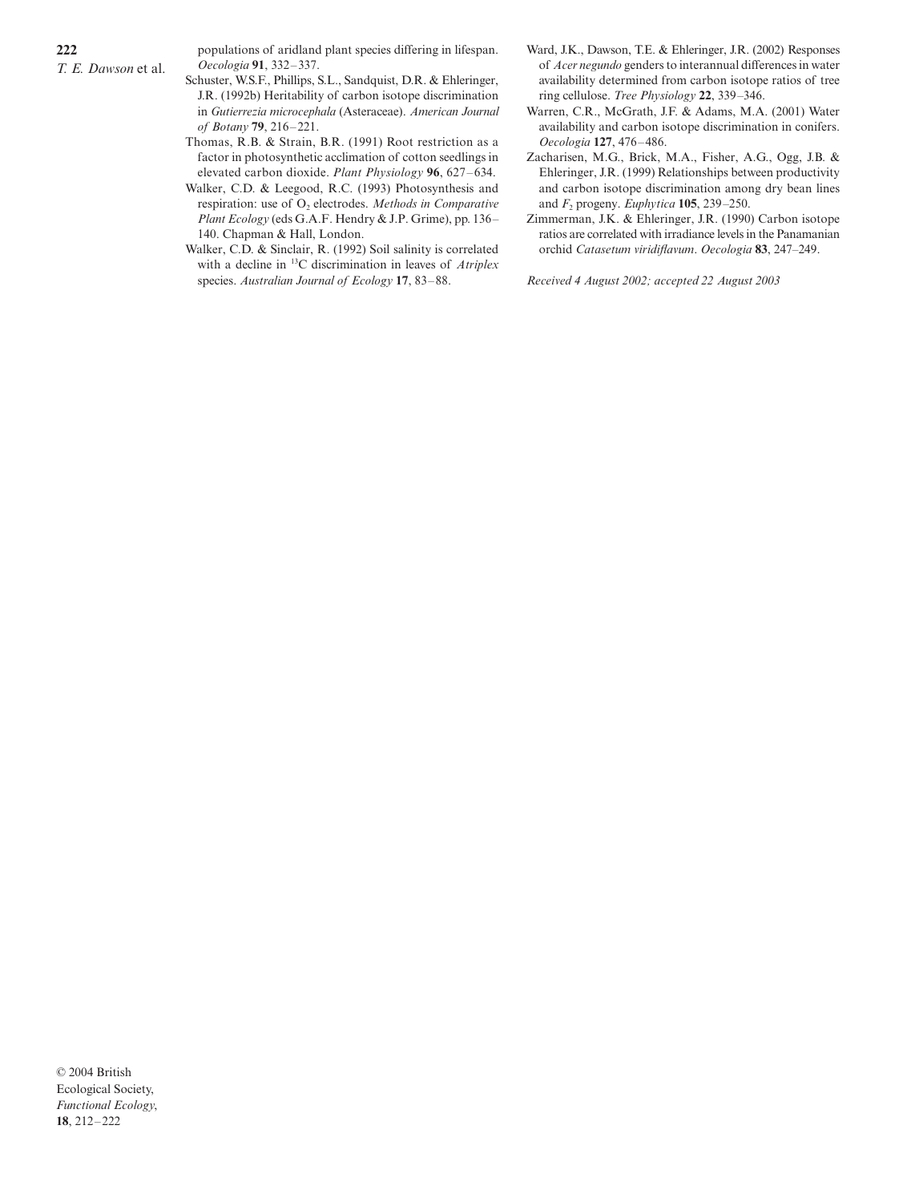populations of aridland plant species differing in lifespan. *Oecologia* **91**, 332–337.

Schuster, W.S.F., Phillips, S.L., Sandquist, D.R. & Ehleringer, J.R. (1992b) Heritability of carbon isotope discrimination in *Gutierrezia microcephala* (Asteraceae). *American Journal of Botany* **79**, 216–221.

Thomas, R.B. & Strain, B.R. (1991) Root restriction as a factor in photosynthetic acclimation of cotton seedlings in elevated carbon dioxide. *Plant Physiology* **96**, 627–634.

Walker, C.D. & Leegood, R.C. (1993) Photosynthesis and respiration: use of $O_2$ electrodes. *Methods in Comparative Plant Ecology* (eds G.A.F. Hendry & J.P. Grime), pp. 136–140. Chapman & Hall, London.

Walker, C.D. & Sinclair, R. (1992) Soil salinity is correlated with a decline in $^{13}C$ discrimination in leaves of *Atriplex* species. *Australian Journal of Ecology* **17**, 83–88.

Ward, J.K., Dawson, T.E. & Ehleringer, J.R. (2002) Responses of *Acer negundo* genders to interannual differences in water availability determined from carbon isotope ratios of tree ring cellulose. *Tree Physiology* **22**, 339–346.

Warren, C.R., McGrath, J.F. & Adams, M.A. (2001) Water availability and carbon isotope discrimination in conifers. *Oecologia* **127**, 476–486.

Zacharisen, M.G., Brick, M.A., Fisher, A.G., Ogg, J.B. & Ehleringer, J.R. (1999) Relationships between productivity and carbon isotope discrimination among dry bean lines and $F_2$ progeny. *Euphytica* **105**, 239–250.

Zimmerman, J.K. & Ehleringer, J.R. (1990) Carbon isotope ratios are correlated with irradiance levels in the Panamanian orchid *Catasetum viridiflavum*. *Oecologia* **83**, 247–249.

*Received 4 August 2002; accepted 22 August 2003*